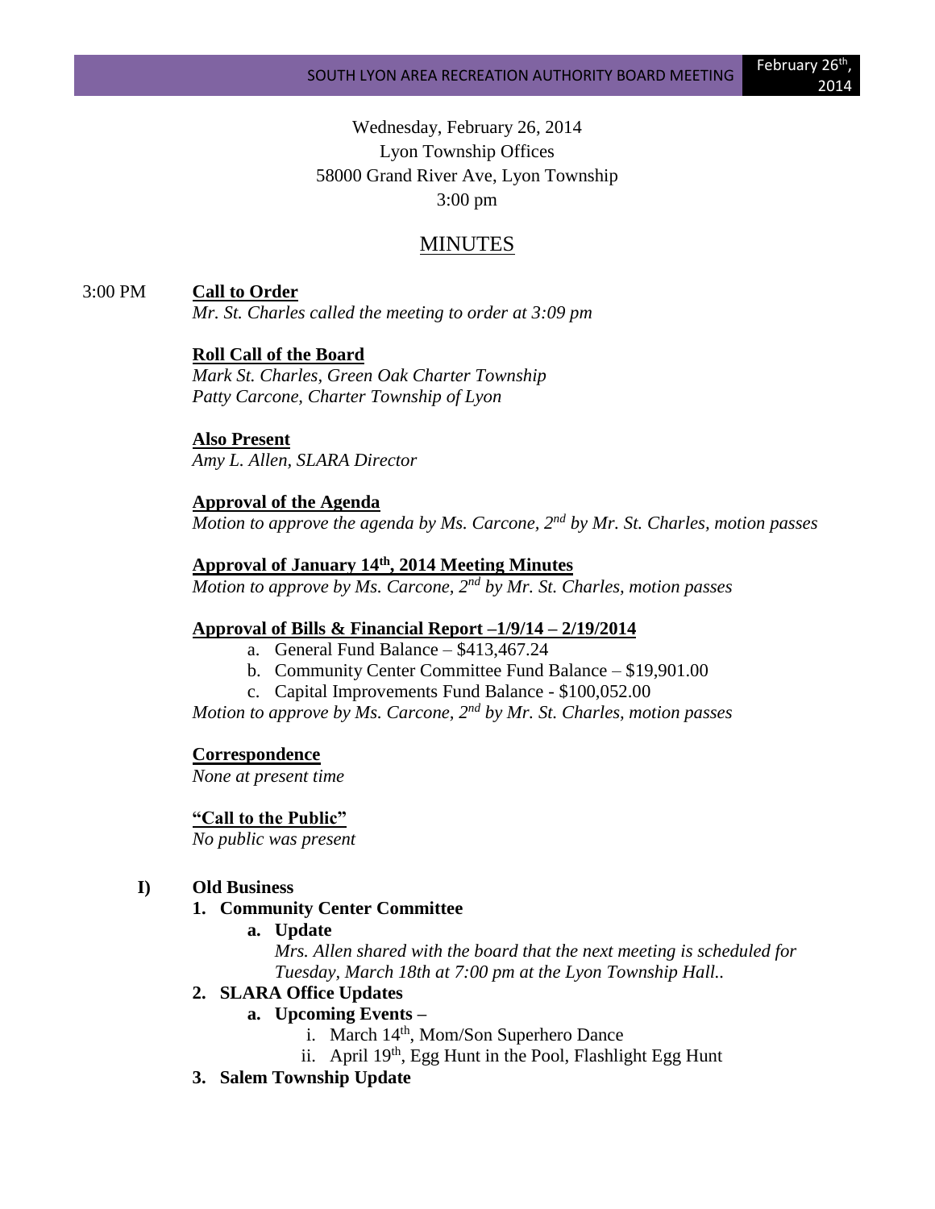Wednesday, February 26, 2014
Lyon Township Offices
58000 Grand River Ave, Lyon Township
3:00 pm

# MINUTES

3:00 PM **Call to Order**
*Mr. St. Charles called the meeting to order at 3:09 pm*

**Roll Call of the Board**
*Mark St. Charles, Green Oak Charter Township*
*Patty Carcone, Charter Township of Lyon*

**Also Present**
*Amy L. Allen, SLARA Director*

**Approval of the Agenda**
*Motion to approve the agenda by Ms. Carcone, 2nd by Mr. St. Charles, motion passes*

**Approval of January 14th, 2014 Meeting Minutes**
*Motion to approve by Ms. Carcone, 2nd by Mr. St. Charles, motion passes*

**Approval of Bills & Financial Report –1/9/14 – 2/19/2014**

a. General Fund Balance – $413,467.24
b. Community Center Committee Fund Balance – $19,901.00
c. Capital Improvements Fund Balance - $100,052.00

*Motion to approve by Ms. Carcone, 2nd by Mr. St. Charles, motion passes*

**Correspondence**
*None at present time*

**"Call to the Public"**
*No public was present*

**I) Old Business**

1. **Community Center Committee**
   a. **Update**
      *Mrs. Allen shared with the board that the next meeting is scheduled for Tuesday, March 18th at 7:00 pm at the Lyon Township Hall..*
2. **SLARA Office Updates**
   a. **Upcoming Events –**
      i. March 14th, Mom/Son Superhero Dance
      ii. April 19th, Egg Hunt in the Pool, Flashlight Egg Hunt
3. **Salem Township Update**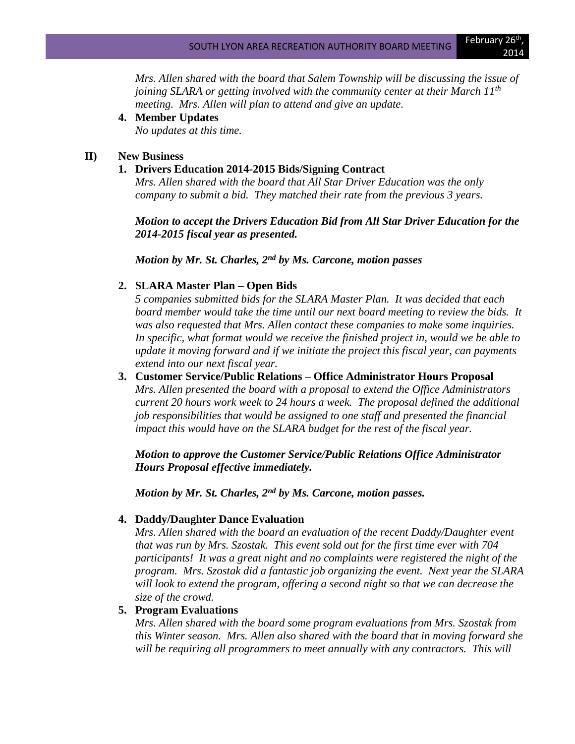*Mrs. Allen shared with the board that Salem Township will be discussing the issue of joining SLARA or getting involved with the community center at their March 11th meeting. Mrs. Allen will plan to attend and give an update.*

**4. Member Updates**

*No updates at this time.*

## II) New Business

**1. Drivers Education 2014-2015 Bids/Signing Contract**

*Mrs. Allen shared with the board that All Star Driver Education was the only company to submit a bid. They matched their rate from the previous 3 years.*

***Motion to accept the Drivers Education Bid from All Star Driver Education for the 2014-2015 fiscal year as presented.***

***Motion by Mr. St. Charles, 2nd by Ms. Carcone, motion passes***

**2. SLARA Master Plan – Open Bids**

*5 companies submitted bids for the SLARA Master Plan. It was decided that each board member would take the time until our next board meeting to review the bids. It was also requested that Mrs. Allen contact these companies to make some inquiries. In specific, what format would we receive the finished project in, would we be able to update it moving forward and if we initiate the project this fiscal year, can payments extend into our next fiscal year.*

**3. Customer Service/Public Relations – Office Administrator Hours Proposal**

*Mrs. Allen presented the board with a proposal to extend the Office Administrators current 20 hours work week to 24 hours a week. The proposal defined the additional job responsibilities that would be assigned to one staff and presented the financial impact this would have on the SLARA budget for the rest of the fiscal year.*

***Motion to approve the Customer Service/Public Relations Office Administrator Hours Proposal effective immediately.***

***Motion by Mr. St. Charles, 2nd by Ms. Carcone, motion passes.***

**4. Daddy/Daughter Dance Evaluation**

*Mrs. Allen shared with the board an evaluation of the recent Daddy/Daughter event that was run by Mrs. Szostak. This event sold out for the first time ever with 704 participants! It was a great night and no complaints were registered the night of the program. Mrs. Szostak did a fantastic job organizing the event. Next year the SLARA will look to extend the program, offering a second night so that we can decrease the size of the crowd.*

**5. Program Evaluations**

*Mrs. Allen shared with the board some program evaluations from Mrs. Szostak from this Winter season. Mrs. Allen also shared with the board that in moving forward she will be requiring all programmers to meet annually with any contractors. This will*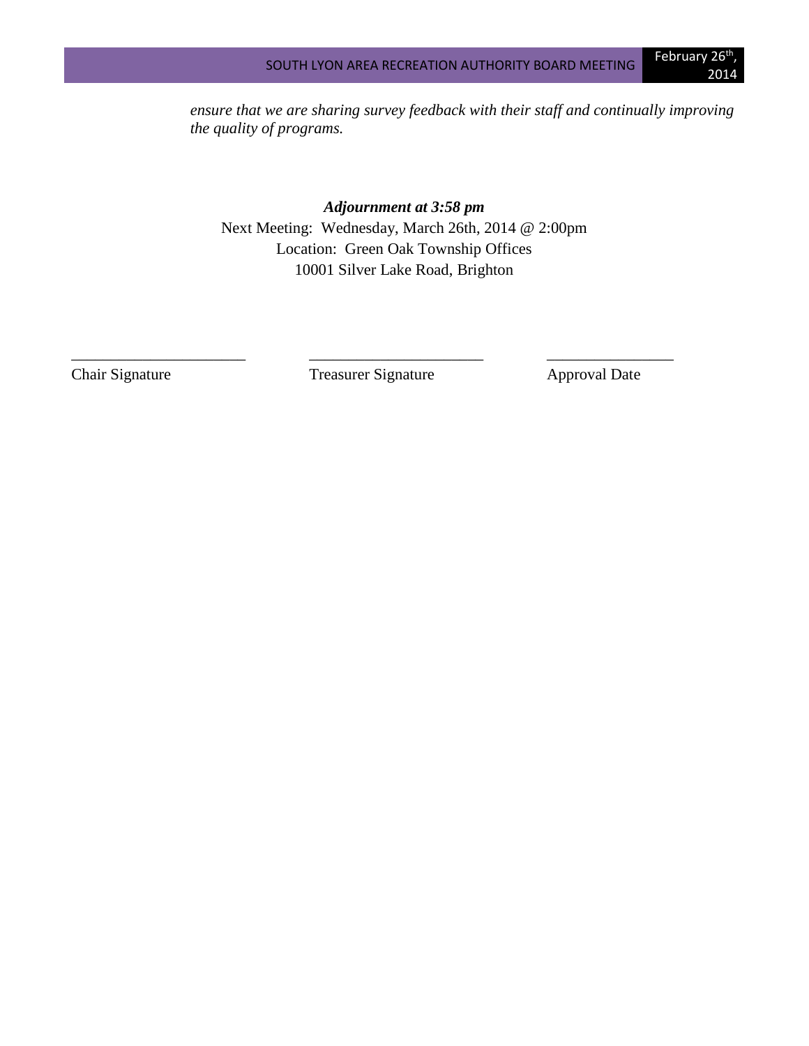*ensure that we are sharing survey feedback with their staff and continually improving the quality of programs.*

***Adjournment at 3:58 pm***

Next Meeting: Wednesday, March 26th, 2014 @ 2:00pm

Location: Green Oak Township Offices

10001 Silver Lake Road, Brighton

______________________ ______________________ ________________

Chair Signature Treasurer Signature Approval Date